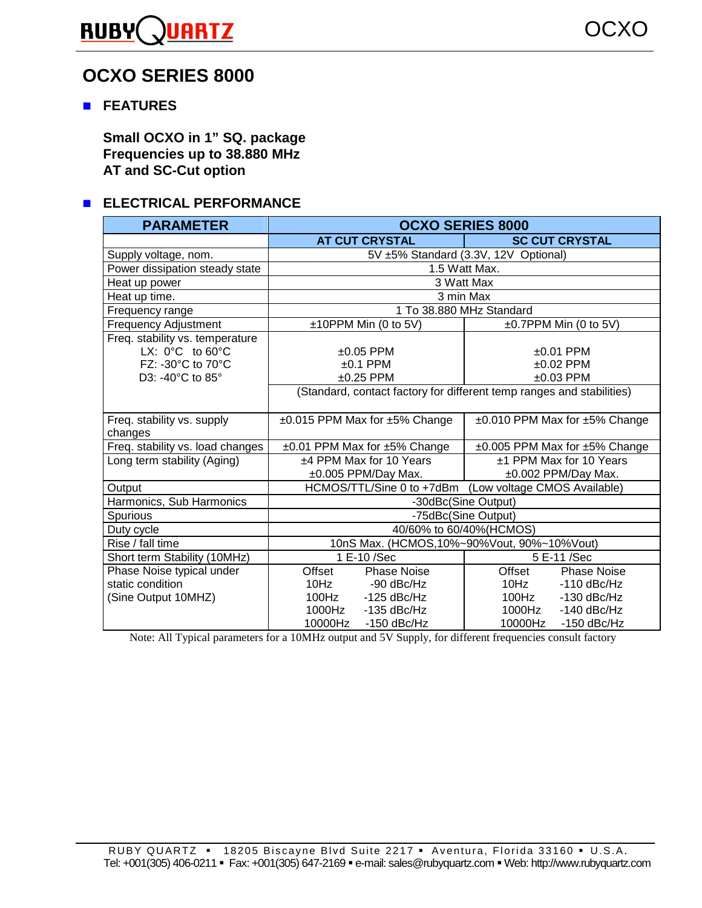# OCXO SERIES 8000

## FEATURES

**Small OCXO in 1" SQ. package**
**Frequencies up to 38.880 MHz**
**AT and SC-Cut option**

## ELECTRICAL PERFORMANCE

| PARAMETER | OCXO SERIES 8000 | |
|---|---|---|
| | AT CUT CRYSTAL | SC CUT CRYSTAL |
| Supply voltage, nom. | 5V ±5% Standard (3.3V, 12V Optional) | |
| Power dissipation steady state | 1.5 Watt Max. | |
| Heat up power | 3 Watt Max | |
| Heat up time. | 3 min Max | |
| Frequency range | 1 To 38.880 MHz Standard | |
| Frequency Adjustment | ±10PPM Min (0 to 5V) | ±0.7PPM Min (0 to 5V) |
| Freq. stability vs. temperature<br>LX: 0°C to 60°C<br>FZ: -30°C to 70°C<br>D3: -40°C to 85° | <br>±0.05 PPM<br>±0.1 PPM<br>±0.25 PPM | <br>±0.01 PPM<br>±0.02 PPM<br>±0.03 PPM |
| | (Standard, contact factory for different temp ranges and stabilities) | |
| Freq. stability vs. supply changes | ±0.015 PPM Max for ±5% Change | ±0.010 PPM Max for ±5% Change |
| Freq. stability vs. load changes | ±0.01 PPM Max for ±5% Change | ±0.005 PPM Max for ±5% Change |
| Long term stability (Aging) | ±4 PPM Max for 10 Years<br>±0.005 PPM/Day Max. | ±1 PPM Max for 10 Years<br>±0.002 PPM/Day Max. |
| Output | HCMOS/TTL/Sine 0 to +7dBm (Low voltage CMOS Available) | |
| Harmonics, Sub Harmonics | -30dBc(Sine Output) | |
| Spurious | -75dBc(Sine Output) | |
| Duty cycle | 40/60% to 60/40%(HCMOS) | |
| Rise / fall time | 10nS Max. (HCMOS,10%~90%Vout, 90%~10%Vout) | |
| Short term Stability (10MHz) | 1 E-10 /Sec | 5 E-11 /Sec |
| Phase Noise typical under static condition (Sine Output 10MHZ) | Offset — Phase Noise<br>10Hz — -90 dBc/Hz<br>100Hz — -125 dBc/Hz<br>1000Hz — -135 dBc/Hz<br>10000Hz — -150 dBc/Hz | Offset — Phase Noise<br>10Hz — -110 dBc/Hz<br>100Hz — -130 dBc/Hz<br>1000Hz — -140 dBc/Hz<br>10000Hz — -150 dBc/Hz |

Note: All Typical parameters for a 10MHz output and 5V Supply, for different frequencies consult factory

RUBY QUARTZ ▪ 18205 Biscayne Blvd Suite 2217 ▪ Aventura, Florida 33160 ▪ U.S.A.
Tel: +001(305) 406-0211 ▪ Fax: +001(305) 647-2169 ▪ e-mail: sales@rubyquartz.com ▪ Web: http://www.rubyquartz.com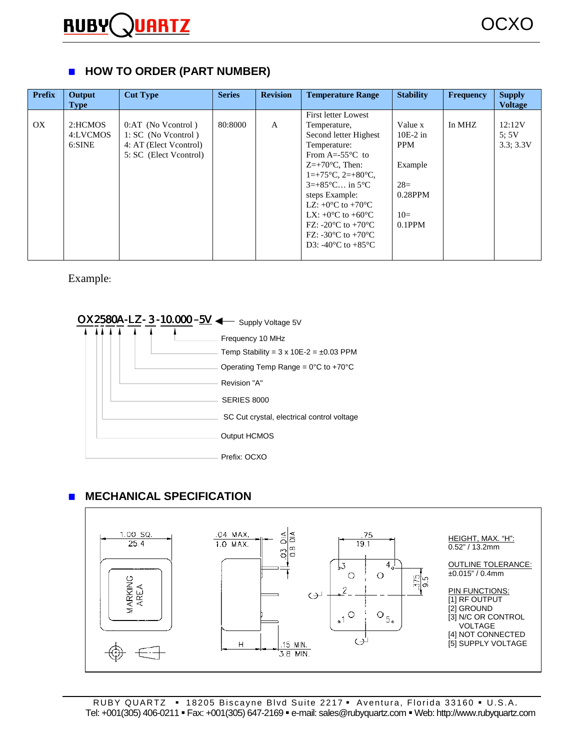## HOW TO ORDER (PART NUMBER)

| Prefix | Output Type | Cut Type | Series | Revision | Temperature Range | Stability | Frequency | Supply Voltage |
|---|---|---|---|---|---|---|---|---|
| OX | 2:HCMOS<br>4:LVCMOS<br>6:SINE | 0:AT (No Vcontrol )<br>1: SC (No Vcontrol )<br>4: AT (Elect Vcontrol)<br>5: SC (Elect Vcontrol) | 80:8000 | A | First letter Lowest Temperature, Second letter Highest Temperature: From A=-55°C to Z=+70°C, Then: 1=+75°C, 2=+80°C, 3=+85°C… in 5°C steps Example:<br>LZ: +0°C to +70°C<br>LX: +0°C to +60°C<br>FZ: -20°C to +70°C<br>FZ: -30°C to +70°C<br>D3: -40°C to +85°C | Value x 10E-2 in PPM<br><br>Example<br><br>28= 0.28PPM<br><br>10= 0.1PPM | In MHZ | 12:12V<br>5; 5V<br>3.3; 3.3V |

Example:

OX2580A-LZ-3-10.000-5V

- Supply Voltage 5V
- Frequency 10 MHz
- Temp Stability = 3 x 10E-2 = ±0.03 PPM
- Operating Temp Range = 0°C to +70°C
- Revision "A"
- SERIES 8000
- SC Cut crystal, electrical control voltage
- Output HCMOS
- Prefix: OCXO

## MECHANICAL SPECIFICATION

1.00 SQ.
25.4

MARKING AREA

.04 MAX.
1.0 MAX.

.03 DIA
0.8 DIA

H

.15 MIN.
3.8 MIN.

.75
19.1

.375
9.5

HEIGHT, MAX. "H":
0.52" / 13.2mm

OUTLINE TOLERANCE:
±0.015" / 0.4mm

PIN FUNCTIONS:
[1] RF OUTPUT
[2] GROUND
[3] N/C OR CONTROL VOLTAGE
[4] NOT CONNECTED
[5] SUPPLY VOLTAGE

RUBY QUARTZ ▪ 18205 Biscayne Blvd Suite 2217 ▪ Aventura, Florida 33160 ▪ U.S.A.
Tel: +001(305) 406-0211 ▪ Fax: +001(305) 647-2169 ▪ e-mail: sales@rubyquartz.com ▪ Web: http://www.rubyquartz.com